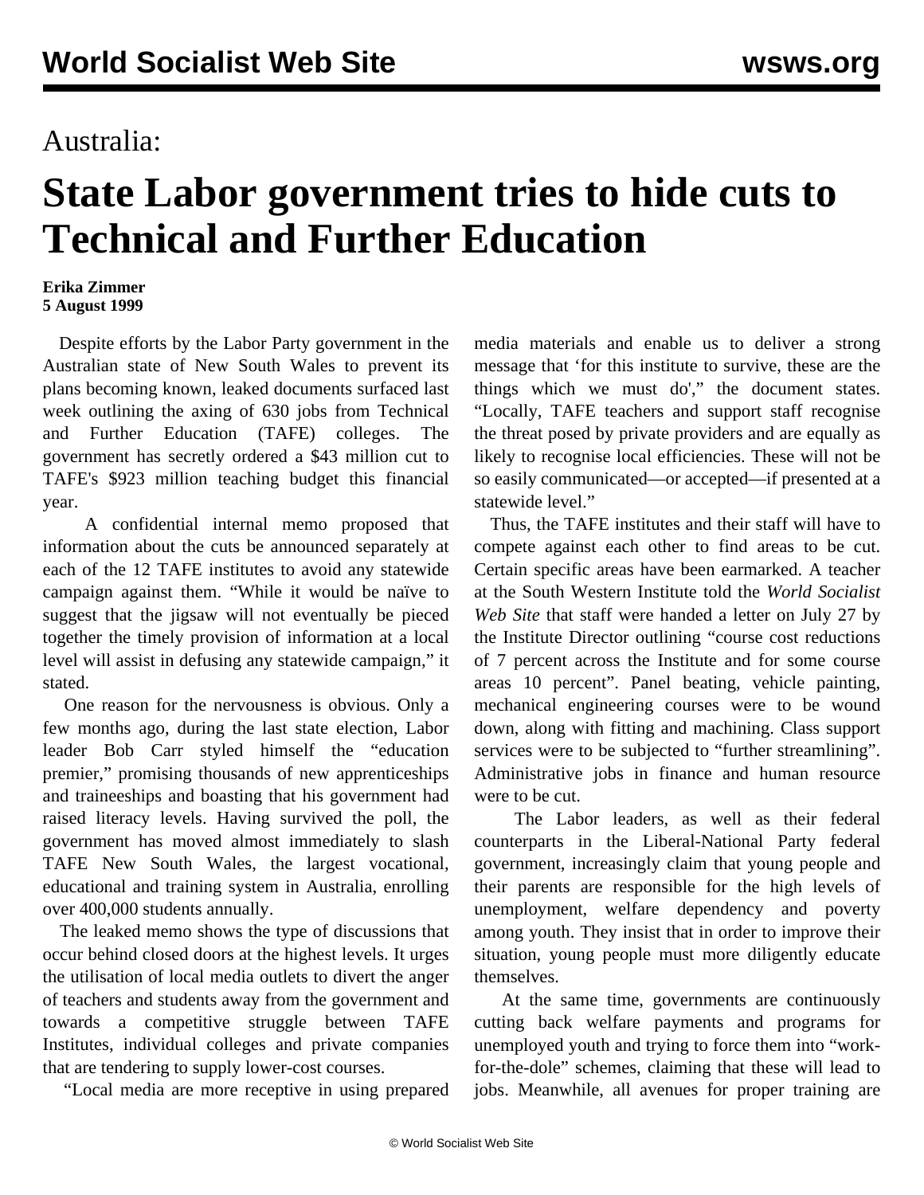Australia:

# State Labor government tries to hide cuts to Technical and Further Education

**Erika Zimmer**
**5 August 1999**

Despite efforts by the Labor Party government in the Australian state of New South Wales to prevent its plans becoming known, leaked documents surfaced last week outlining the axing of 630 jobs from Technical and Further Education (TAFE) colleges. The government has secretly ordered a $43 million cut to TAFE's $923 million teaching budget this financial year.

A confidential internal memo proposed that information about the cuts be announced separately at each of the 12 TAFE institutes to avoid any statewide campaign against them. "While it would be naïve to suggest that the jigsaw will not eventually be pieced together the timely provision of information at a local level will assist in defusing any statewide campaign," it stated.

One reason for the nervousness is obvious. Only a few months ago, during the last state election, Labor leader Bob Carr styled himself the "education premier," promising thousands of new apprenticeships and traineeships and boasting that his government had raised literacy levels. Having survived the poll, the government has moved almost immediately to slash TAFE New South Wales, the largest vocational, educational and training system in Australia, enrolling over 400,000 students annually.

The leaked memo shows the type of discussions that occur behind closed doors at the highest levels. It urges the utilisation of local media outlets to divert the anger of teachers and students away from the government and towards a competitive struggle between TAFE Institutes, individual colleges and private companies that are tendering to supply lower-cost courses.

"Local media are more receptive in using prepared media materials and enable us to deliver a strong message that 'for this institute to survive, these are the things which we must do'," the document states. "Locally, TAFE teachers and support staff recognise the threat posed by private providers and are equally as likely to recognise local efficiencies. These will not be so easily communicated—or accepted—if presented at a statewide level."

Thus, the TAFE institutes and their staff will have to compete against each other to find areas to be cut. Certain specific areas have been earmarked. A teacher at the South Western Institute told the *World Socialist Web Site* that staff were handed a letter on July 27 by the Institute Director outlining "course cost reductions of 7 percent across the Institute and for some course areas 10 percent". Panel beating, vehicle painting, mechanical engineering courses were to be wound down, along with fitting and machining. Class support services were to be subjected to "further streamlining". Administrative jobs in finance and human resource were to be cut.

The Labor leaders, as well as their federal counterparts in the Liberal-National Party federal government, increasingly claim that young people and their parents are responsible for the high levels of unemployment, welfare dependency and poverty among youth. They insist that in order to improve their situation, young people must more diligently educate themselves.

At the same time, governments are continuously cutting back welfare payments and programs for unemployed youth and trying to force them into "work-for-the-dole" schemes, claiming that these will lead to jobs. Meanwhile, all avenues for proper training are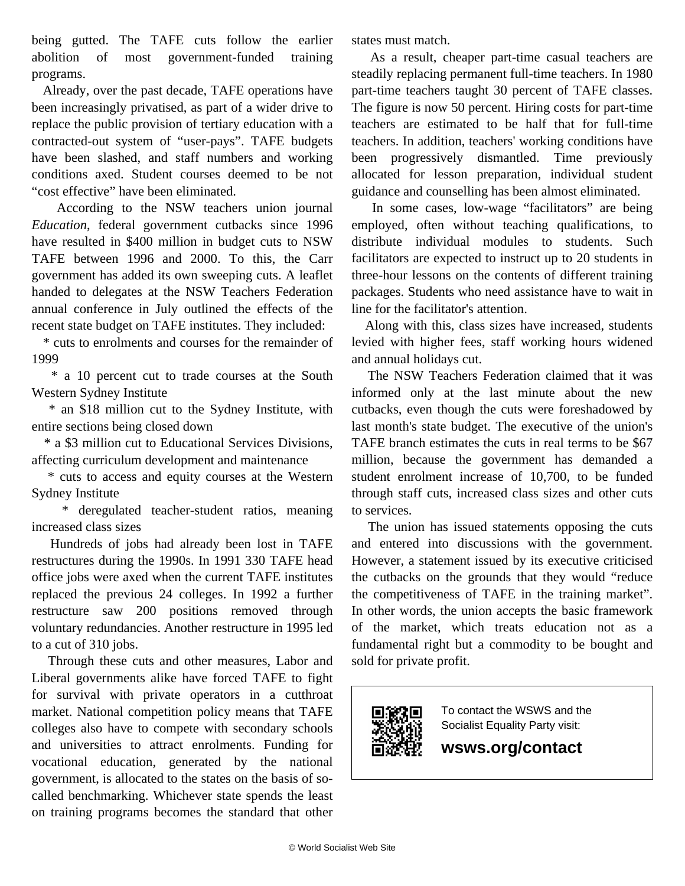being gutted. The TAFE cuts follow the earlier abolition of most government-funded training programs.

Already, over the past decade, TAFE operations have been increasingly privatised, as part of a wider drive to replace the public provision of tertiary education with a contracted-out system of “user-pays”. TAFE budgets have been slashed, and staff numbers and working conditions axed. Student courses deemed to be not “cost effective” have been eliminated.

According to the NSW teachers union journal *Education*, federal government cutbacks since 1996 have resulted in $400 million in budget cuts to NSW TAFE between 1996 and 2000. To this, the Carr government has added its own sweeping cuts. A leaflet handed to delegates at the NSW Teachers Federation annual conference in July outlined the effects of the recent state budget on TAFE institutes. They included:

* cuts to enrolments and courses for the remainder of 1999

* a 10 percent cut to trade courses at the South Western Sydney Institute

* an $18 million cut to the Sydney Institute, with entire sections being closed down

* a $3 million cut to Educational Services Divisions, affecting curriculum development and maintenance

* cuts to access and equity courses at the Western Sydney Institute

* deregulated teacher-student ratios, meaning increased class sizes

Hundreds of jobs had already been lost in TAFE restructures during the 1990s. In 1991 330 TAFE head office jobs were axed when the current TAFE institutes replaced the previous 24 colleges. In 1992 a further restructure saw 200 positions removed through voluntary redundancies. Another restructure in 1995 led to a cut of 310 jobs.

Through these cuts and other measures, Labor and Liberal governments alike have forced TAFE to fight for survival with private operators in a cutthroat market. National competition policy means that TAFE colleges also have to compete with secondary schools and universities to attract enrolments. Funding for vocational education, generated by the national government, is allocated to the states on the basis of so-called benchmarking. Whichever state spends the least on training programs becomes the standard that other states must match.

As a result, cheaper part-time casual teachers are steadily replacing permanent full-time teachers. In 1980 part-time teachers taught 30 percent of TAFE classes. The figure is now 50 percent. Hiring costs for part-time teachers are estimated to be half that for full-time teachers. In addition, teachers' working conditions have been progressively dismantled. Time previously allocated for lesson preparation, individual student guidance and counselling has been almost eliminated.

In some cases, low-wage “facilitators” are being employed, often without teaching qualifications, to distribute individual modules to students. Such facilitators are expected to instruct up to 20 students in three-hour lessons on the contents of different training packages. Students who need assistance have to wait in line for the facilitator's attention.

Along with this, class sizes have increased, students levied with higher fees, staff working hours widened and annual holidays cut.

The NSW Teachers Federation claimed that it was informed only at the last minute about the new cutbacks, even though the cuts were foreshadowed by last month's state budget. The executive of the union's TAFE branch estimates the cuts in real terms to be $67 million, because the government has demanded a student enrolment increase of 10,700, to be funded through staff cuts, increased class sizes and other cuts to services.

The union has issued statements opposing the cuts and entered into discussions with the government. However, a statement issued by its executive criticised the cutbacks on the grounds that they would “reduce the competitiveness of TAFE in the training market”. In other words, the union accepts the basic framework of the market, which treats education not as a fundamental right but a commodity to be bought and sold for private profit.

To contact the WSWS and the Socialist Equality Party visit:

**wsws.org/contact**